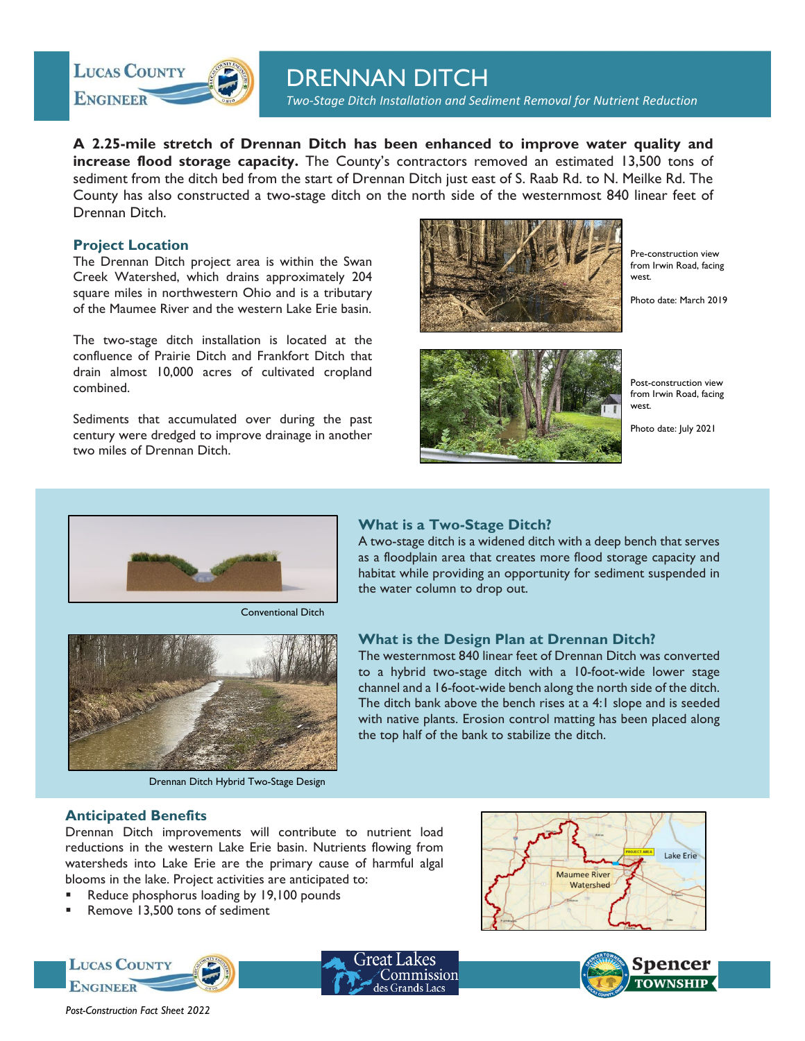# DRENNAN DITCH

*Two-Stage Ditch Installation and Sediment Removal for Nutrient Reduction*

**A 2.25-mile stretch of Drennan Ditch has been enhanced to improve water quality and increase flood storage capacity.** The County's contractors removed an estimated 13,500 tons of sediment from the ditch bed from the start of Drennan Ditch just east of S. Raab Rd. to N. Meilke Rd. The County has also constructed a two-stage ditch on the north side of the westernmost 840 linear feet of Drennan Ditch.

## Project Location

The Drennan Ditch project area is within the Swan Creek Watershed, which drains approximately 204 square miles in northwestern Ohio and is a tributary of the Maumee River and the western Lake Erie basin.

The two-stage ditch installation is located at the confluence of Prairie Ditch and Frankfort Ditch that drain almost 10,000 acres of cultivated cropland combined.

Sediments that accumulated over during the past century were dredged to improve drainage in another two miles of Drennan Ditch.

Pre-construction view from Irwin Road, facing west.

Photo date: March 2019

Post-construction view from Irwin Road, facing west.

Photo date: July 2021

Conventional Ditch

Drennan Ditch Hybrid Two-Stage Design

## What is a Two-Stage Ditch?

A two-stage ditch is a widened ditch with a deep bench that serves as a floodplain area that creates more flood storage capacity and habitat while providing an opportunity for sediment suspended in the water column to drop out.

## What is the Design Plan at Drennan Ditch?

The westernmost 840 linear feet of Drennan Ditch was converted to a hybrid two-stage ditch with a 10-foot-wide lower stage channel and a 16-foot-wide bench along the north side of the ditch. The ditch bank above the bench rises at a 4:1 slope and is seeded with native plants. Erosion control matting has been placed along the top half of the bank to stabilize the ditch.

## Anticipated Benefits

Drennan Ditch improvements will contribute to nutrient load reductions in the western Lake Erie basin. Nutrients flowing from watersheds into Lake Erie are the primary cause of harmful algal blooms in the lake. Project activities are anticipated to:

- Reduce phosphorus loading by 19,100 pounds
- Remove 13,500 tons of sediment

*Post-Construction Fact Sheet 2022*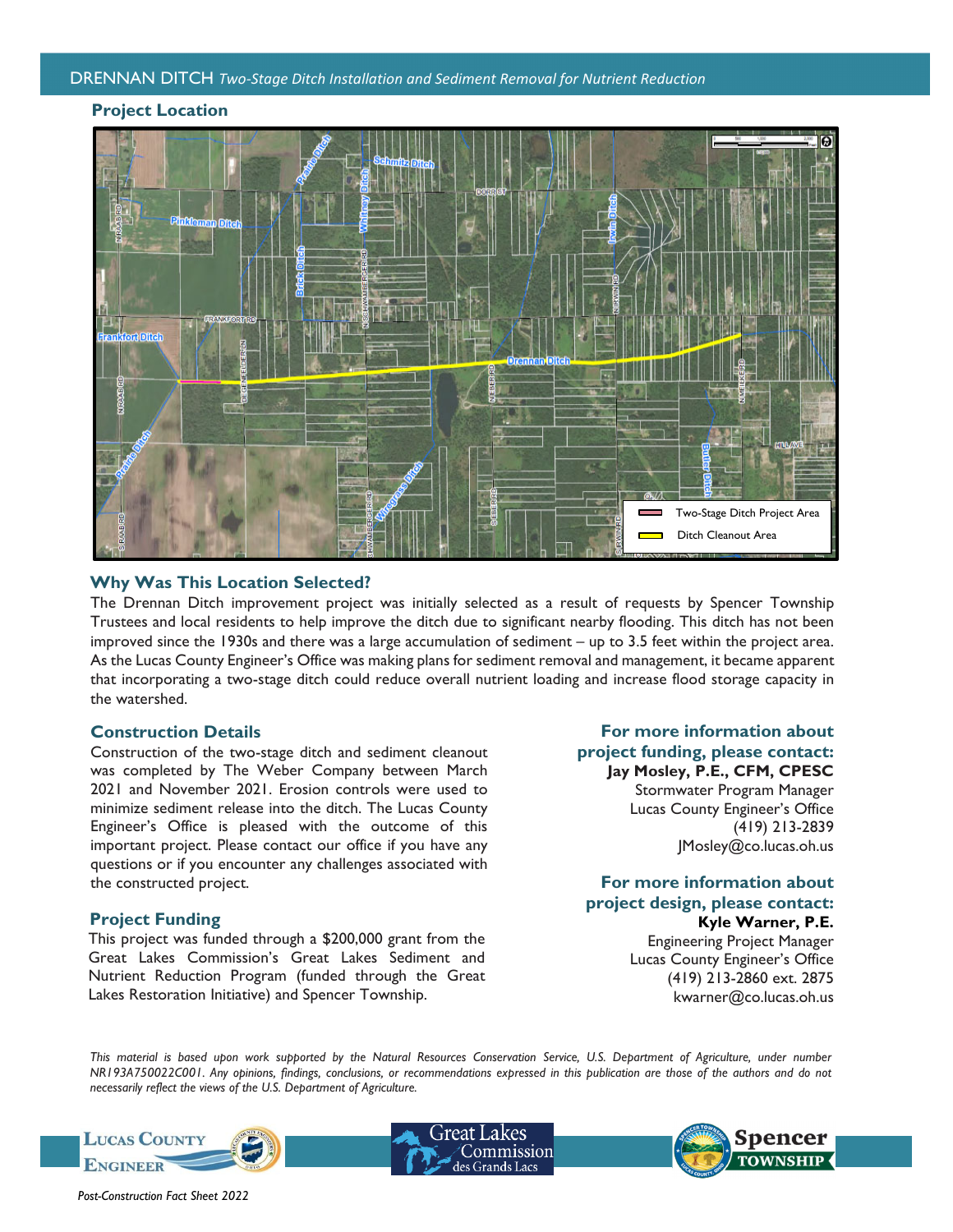# DRENNAN DITCH *Two-Stage Ditch Installation and Sediment Removal for Nutrient Reduction*

## Project Location

Two-Stage Ditch Project Area

Ditch Cleanout Area

## Why Was This Location Selected?

The Drennan Ditch improvement project was initially selected as a result of requests by Spencer Township Trustees and local residents to help improve the ditch due to significant nearby flooding. This ditch has not been improved since the 1930s and there was a large accumulation of sediment – up to 3.5 feet within the project area. As the Lucas County Engineer's Office was making plans for sediment removal and management, it became apparent that incorporating a two-stage ditch could reduce overall nutrient loading and increase flood storage capacity in the watershed.

## Construction Details

Construction of the two-stage ditch and sediment cleanout was completed by The Weber Company between March 2021 and November 2021. Erosion controls were used to minimize sediment release into the ditch. The Lucas County Engineer's Office is pleased with the outcome of this important project. Please contact our office if you have any questions or if you encounter any challenges associated with the constructed project.

## Project Funding

This project was funded through a $200,000 grant from the Great Lakes Commission's Great Lakes Sediment and Nutrient Reduction Program (funded through the Great Lakes Restoration Initiative) and Spencer Township.

### For more information about project funding, please contact:

**Jay Mosley, P.E., CFM, CPESC**
Stormwater Program Manager
Lucas County Engineer's Office
(419) 213-2839
JMosley@co.lucas.oh.us

### For more information about project design, please contact:

**Kyle Warner, P.E.**
Engineering Project Manager
Lucas County Engineer's Office
(419) 213-2860 ext. 2875
kwarner@co.lucas.oh.us

*This material is based upon work supported by the Natural Resources Conservation Service, U.S. Department of Agriculture, under number NR193A750022C001. Any opinions, findings, conclusions, or recommendations expressed in this publication are those of the authors and do not necessarily reflect the views of the U.S. Department of Agriculture.*

*Post-Construction Fact Sheet 2022*